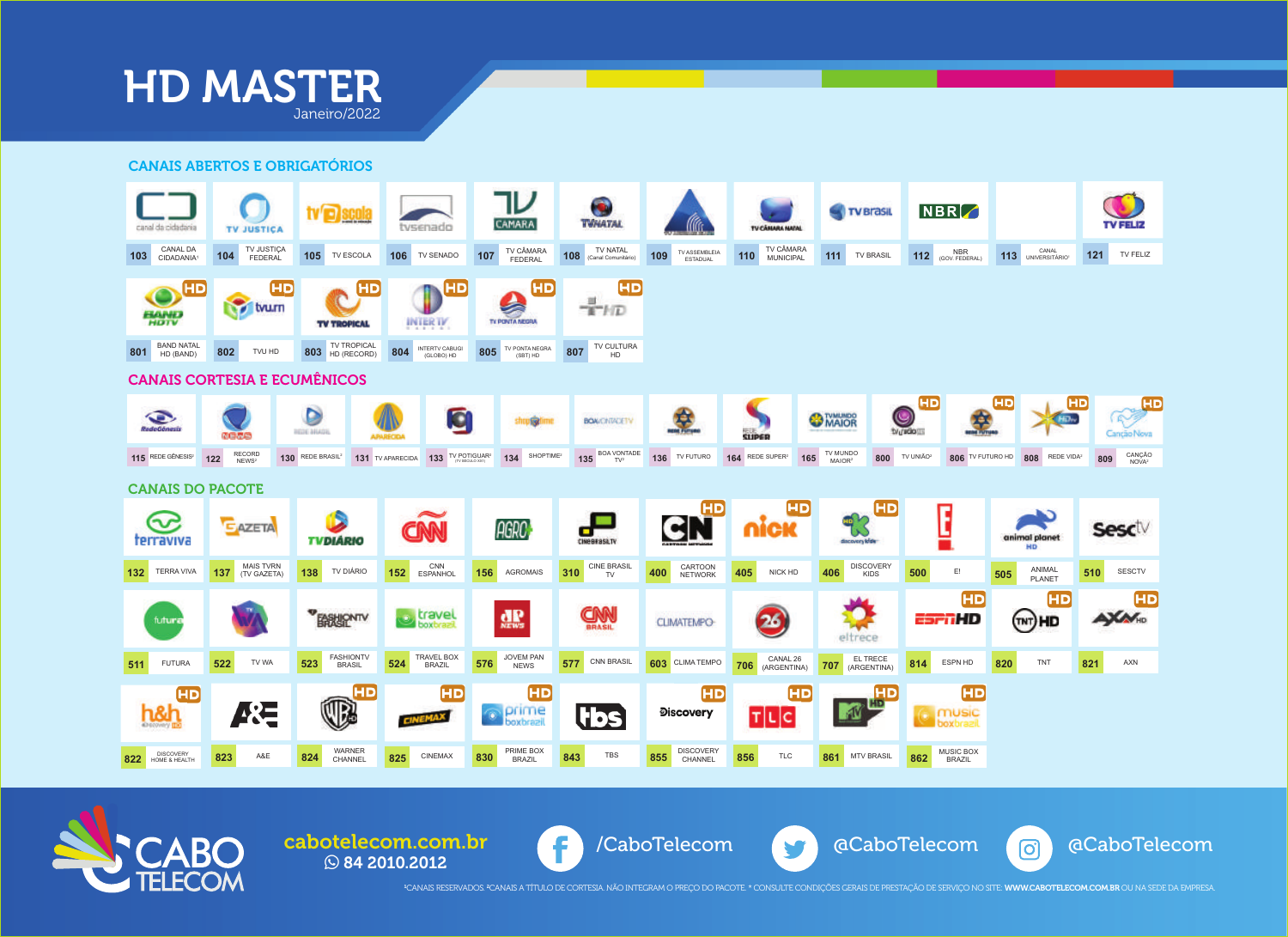# HD MASTER

Janeiro/2022

## CANAIS ABERTOS E OBRIGATÓRIOS

| Canal | Nome |
|---|---|
| 103 | CANAL DA CIDADANIA[1] |
| 104 | TV JUSTIÇA FEDERAL |
| 105 | TV ESCOLA |
| 106 | TV SENADO |
| 107 | TV CÂMARA FEDERAL |
| 108 | TV NATAL (Canal Comunitário) |
| 109 | TV ASSEMBLEIA ESTADUAL |
| 110 | TV CÂMARA MUNICIPAL |
| 111 | TV BRASIL |
| 112 | NBR (GOV. FEDERAL) |
| 113 | CANAL UNIVERSITÁRIO[1] |
| 121 | TV FELIZ |
| 801 | BAND NATAL HD (BAND) |
| 802 | TVU HD |
| 803 | TV TROPICAL HD (RECORD) |
| 804 | INTERTV CABUGI (GLOBO) HD |
| 805 | TV PONTA NEGRA (SBT) HD |
| 807 | TV CULTURA HD |

## CANAIS CORTESIA E ECUMÊNICOS

| Canal | Nome |
|---|---|
| 115 | REDE GÊNESIS[2] |
| 122 | RECORD NEWS[2] |
| 130 | REDE BRASIL[2] |
| 131 | TV APARECIDA |
| 133 | TV POTIGUAR[2] (TV SÉCULO XXI) |
| 134 | SHOPTIME[2] |
| 135 | BOA VONTADE TV[2] |
| 136 | TV FUTURO |
| 164 | REDE SUPER[2] |
| 165 | TV MUNDO MAIOR[2] |
| 800 | TV UNIÃO[2] |
| 806 | TV FUTURO HD |
| 808 | REDE VIDA[2] |
| 809 | CANÇÃO NOVA[2] |

## CANAIS DO PACOTE

| Canal | Nome |
|---|---|
| 132 | TERRA VIVA |
| 137 | MAIS TVRN (TV GAZETA) |
| 138 | TV DIÁRIO |
| 152 | CNN ESPANHOL |
| 156 | AGROMAIS |
| 310 | CINE BRASIL TV |
| 400 | CARTOON NETWORK |
| 405 | NICK HD |
| 406 | DISCOVERY KIDS |
| 500 | E! |
| 505 | ANIMAL PLANET |
| 510 | SESCTV |
| 511 | FUTURA |
| 522 | TV WA |
| 523 | FASHIONTV BRASIL |
| 524 | TRAVEL BOX BRAZIL |
| 576 | JOVEM PAN NEWS |
| 577 | CNN BRASIL |
| 603 | CLIMA TEMPO |
| 706 | CANAL 26 (ARGENTINA) |
| 707 | EL TRECE (ARGENTINA) |
| 814 | ESPN HD |
| 820 | TNT |
| 821 | AXN |
| 822 | DISCOVERY HOME & HEALTH |
| 823 | A&E |
| 824 | WARNER CHANNEL |
| 825 | CINEMAX |
| 830 | PRIME BOX BRAZIL |
| 843 | TBS |
| 855 | DISCOVERY CHANNEL |
| 856 | TLC |
| 861 | MTV BRASIL |
| 862 | MUSIC BOX BRAZIL |

CABO TELECOM

cabotelecom.com.br
84 2010.2012

/CaboTelecom @CaboTelecom @CaboTelecom

[1]CANAIS RESERVADOS. [2]CANAIS A TÍTULO DE CORTESIA. NÃO INTEGRAM O PREÇO DO PACOTE. * CONSULTE CONDIÇÕES GERAIS DE PRESTAÇÃO DE SERVIÇO NO SITE: **WWW.CABOTELECOM.COM.BR** OU NA SEDE DA EMPRESA.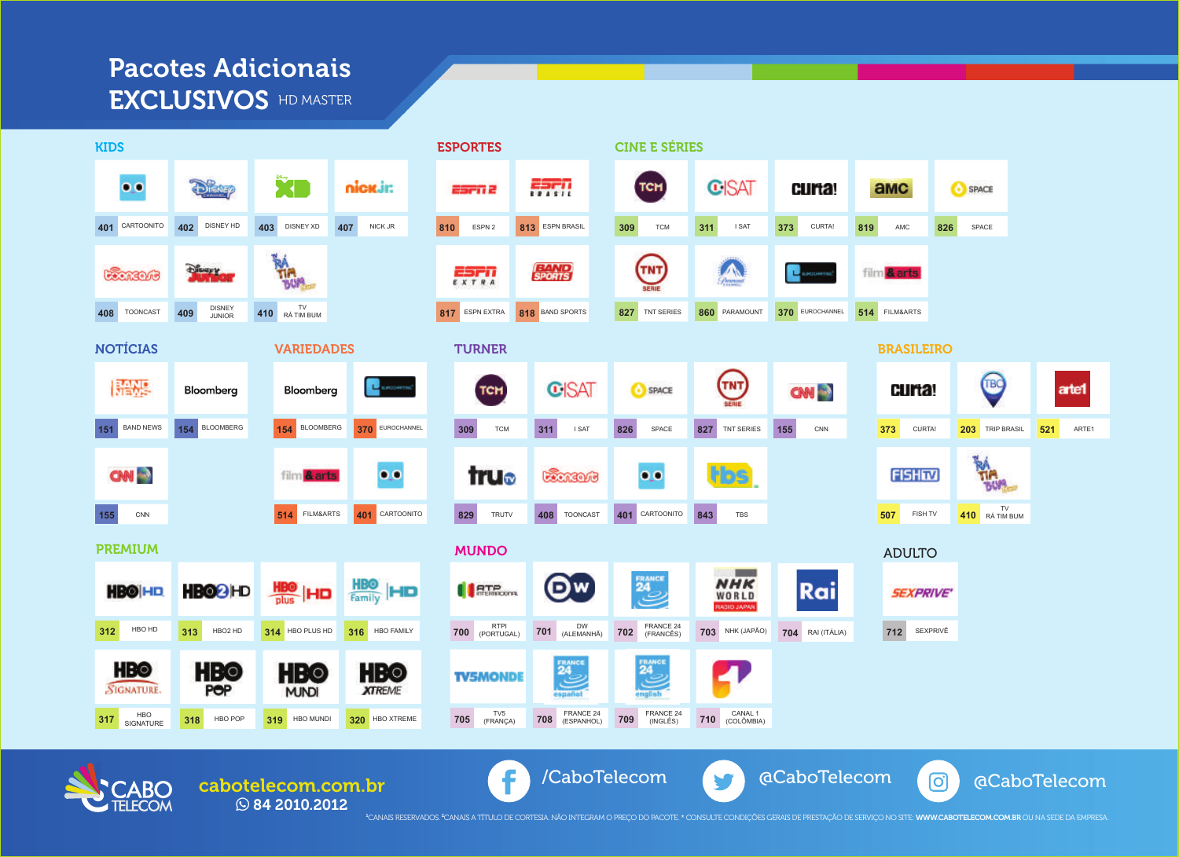# Pacotes Adicionais EXCLUSIVOS HD MASTER

## KIDS

| Canal | Nome |
|---|---|
| 401 | CARTOONITO |
| 402 | DISNEY HD |
| 403 | DISNEY XD |
| 407 | NICK JR |
| 408 | TOONCAST |
| 409 | DISNEY JUNIOR |
| 410 | TV RÁ TIM BUM |

## ESPORTES

| Canal | Nome |
|---|---|
| 810 | ESPN 2 |
| 813 | ESPN BRASIL |
| 817 | ESPN EXTRA |
| 818 | BAND SPORTS |

## CINE E SÉRIES

| Canal | Nome |
|---|---|
| 309 | TCM |
| 311 | I SAT |
| 373 | CURTA! |
| 819 | AMC |
| 826 | SPACE |
| 827 | TNT SERIES |
| 860 | PARAMOUNT |
| 370 | EUROCHANNEL |
| 514 | FILM&ARTS |

## NOTÍCIAS

| Canal | Nome |
|---|---|
| 151 | BAND NEWS |
| 154 | BLOOMBERG |
| 155 | CNN |

## VARIEDADES

| Canal | Nome |
|---|---|
| 154 | BLOOMBERG |
| 370 | EUROCHANNEL |
| 514 | FILM&ARTS |
| 401 | CARTOONITO |

## TURNER

| Canal | Nome |
|---|---|
| 309 | TCM |
| 311 | I SAT |
| 826 | SPACE |
| 827 | TNT SERIES |
| 155 | CNN |
| 829 | TRUTV |
| 408 | TOONCAST |
| 401 | CARTOONITO |
| 843 | TBS |

## BRASILEIRO

| Canal | Nome |
|---|---|
| 373 | CURTA! |
| 203 | TRIP BRASIL |
| 521 | ARTE1 |
| 507 | FISH TV |
| 410 | TV RÁ TIM BUM |

## PREMIUM

| Canal | Nome |
|---|---|
| 312 | HBO HD |
| 313 | HBO2 HD |
| 314 | HBO PLUS HD |
| 316 | HBO FAMILY |
| 317 | HBO SIGNATURE |
| 318 | HBO POP |
| 319 | HBO MUNDI |
| 320 | HBO XTREME |

## MUNDO

| Canal | Nome |
|---|---|
| 700 | RTPI (PORTUGAL) |
| 701 | DW (ALEMANHÃ) |
| 702 | FRANCE 24 (FRANCÊS) |
| 703 | NHK (JAPÃO) |
| 704 | RAI (ITÁLIA) |
| 705 | TV5 (FRANÇA) |
| 708 | FRANCE 24 (ESPANHOL) |
| 709 | FRANCE 24 (INGLÊS) |
| 710 | CANAL 1 (COLÔMBIA) |

## ADULTO

| Canal | Nome |
|---|---|
| 712 | SEXPRIVÊ |

CABO TELECOM

cabotelecom.com.br

84 2010.2012

/CaboTelecom

@CaboTelecom

@CaboTelecom

¹CANAIS RESERVADOS. ²CANAIS A TÍTULO DE CORTESIA. NÃO INTEGRAM O PREÇO DO PACOTE. * CONSULTE CONDIÇÕES GERAIS DE PRESTAÇÃO DE SERVIÇO NO SITE: **WWW.CABOTELECOM.COM.BR** OU NA SEDE DA EMPRESA.